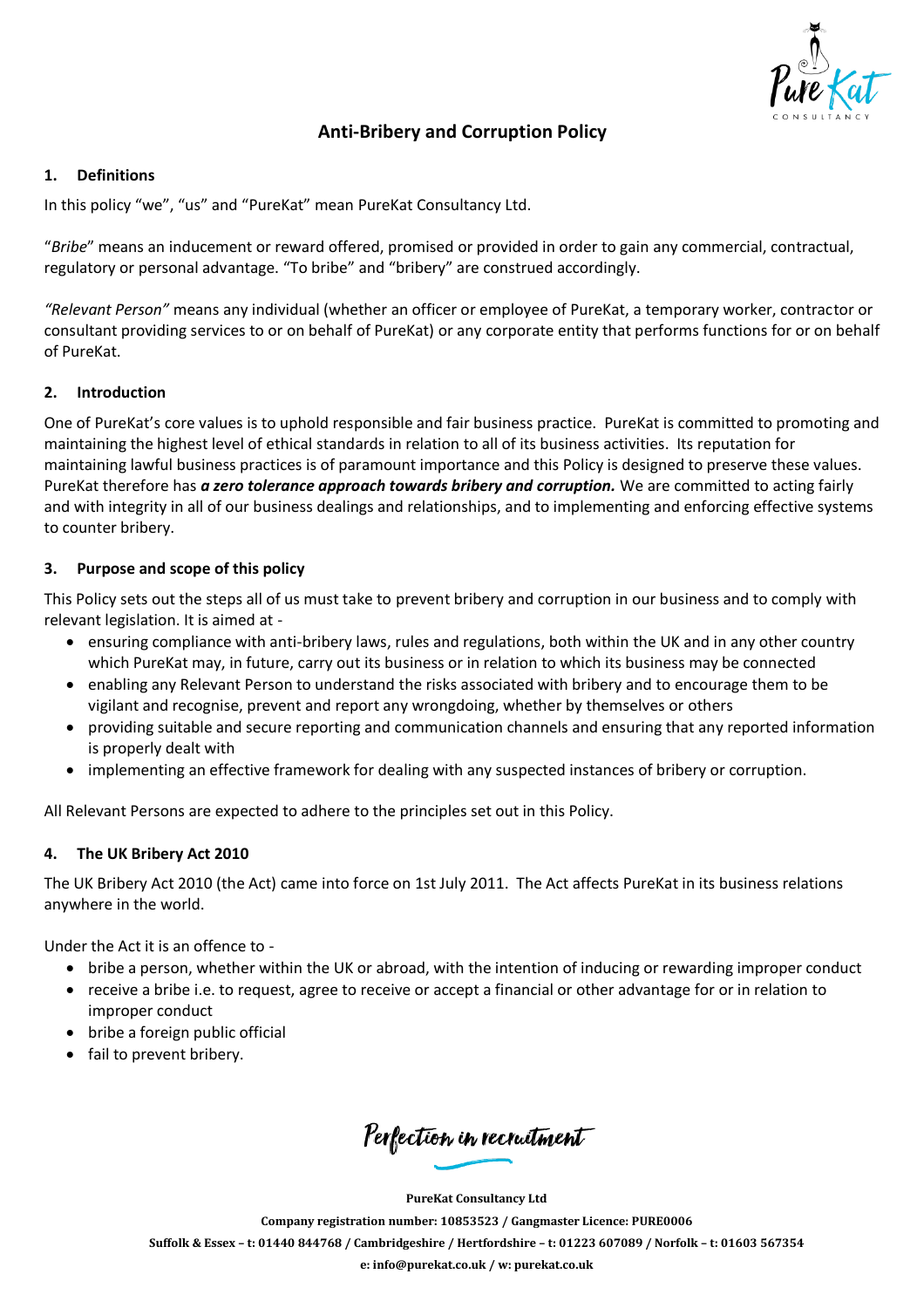# Anti-Bribery and Corruption Policy

## 1. Definitions

In this policy "we", "us" and "PureKat" mean PureKat Consultancy Ltd.

"*Bribe*" means an inducement or reward offered, promised or provided in order to gain any commercial, contractual, regulatory or personal advantage. "To bribe" and "bribery" are construed accordingly.

*"Relevant Person"* means any individual (whether an officer or employee of PureKat, a temporary worker, contractor or consultant providing services to or on behalf of PureKat) or any corporate entity that performs functions for or on behalf of PureKat.

## 2. Introduction

One of PureKat's core values is to uphold responsible and fair business practice. PureKat is committed to promoting and maintaining the highest level of ethical standards in relation to all of its business activities. Its reputation for maintaining lawful business practices is of paramount importance and this Policy is designed to preserve these values. PureKat therefore has ***a zero tolerance approach towards bribery and corruption.*** We are committed to acting fairly and with integrity in all of our business dealings and relationships, and to implementing and enforcing effective systems to counter bribery.

## 3. Purpose and scope of this policy

This Policy sets out the steps all of us must take to prevent bribery and corruption in our business and to comply with relevant legislation. It is aimed at -

- ensuring compliance with anti-bribery laws, rules and regulations, both within the UK and in any other country which PureKat may, in future, carry out its business or in relation to which its business may be connected
- enabling any Relevant Person to understand the risks associated with bribery and to encourage them to be vigilant and recognise, prevent and report any wrongdoing, whether by themselves or others
- providing suitable and secure reporting and communication channels and ensuring that any reported information is properly dealt with
- implementing an effective framework for dealing with any suspected instances of bribery or corruption.

All Relevant Persons are expected to adhere to the principles set out in this Policy.

## 4. The UK Bribery Act 2010

The UK Bribery Act 2010 (the Act) came into force on 1st July 2011. The Act affects PureKat in its business relations anywhere in the world.

Under the Act it is an offence to -

- bribe a person, whether within the UK or abroad, with the intention of inducing or rewarding improper conduct
- receive a bribe i.e. to request, agree to receive or accept a financial or other advantage for or in relation to improper conduct
- bribe a foreign public official
- fail to prevent bribery.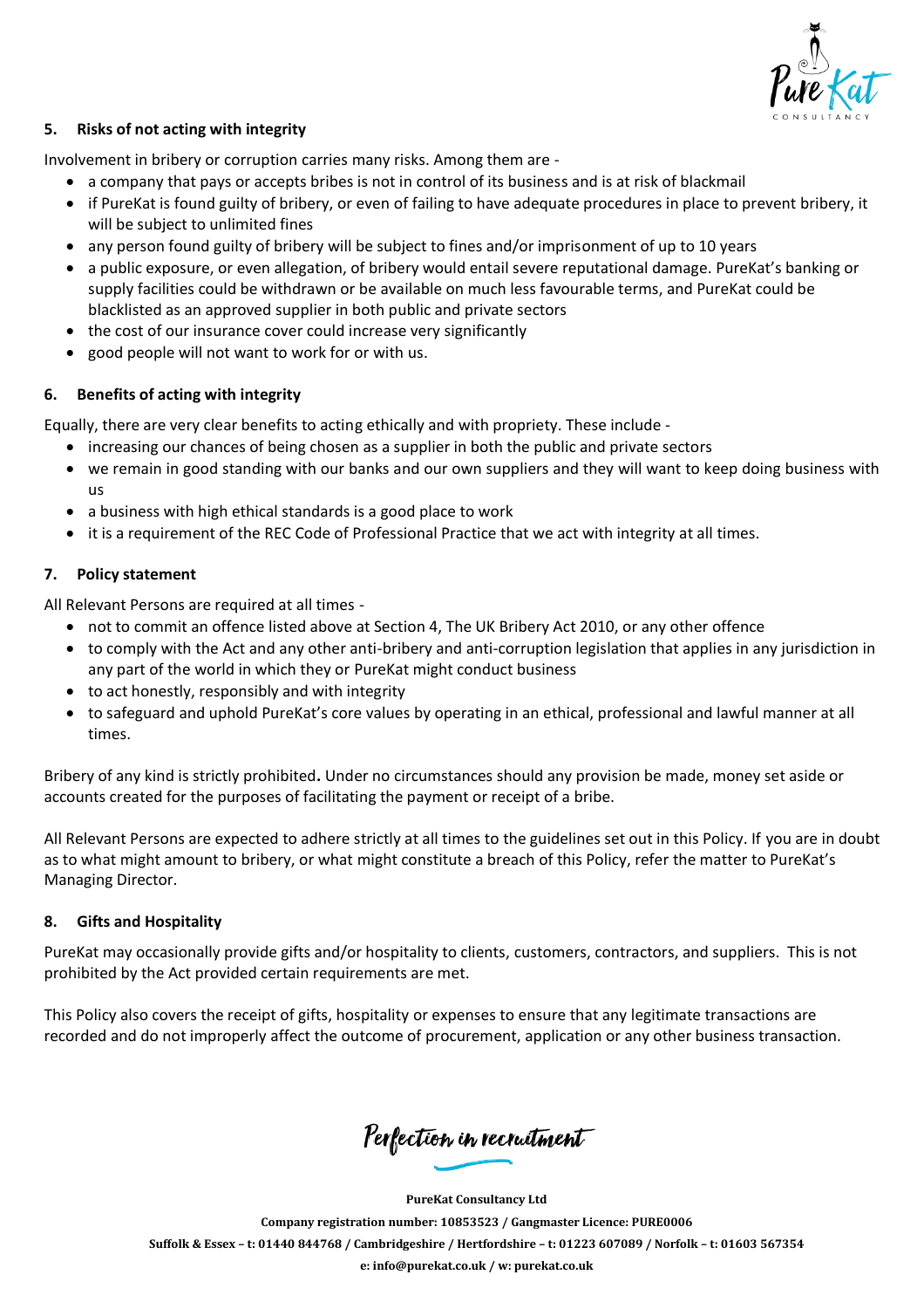### 5. Risks of not acting with integrity

Involvement in bribery or corruption carries many risks. Among them are -

- a company that pays or accepts bribes is not in control of its business and is at risk of blackmail
- if PureKat is found guilty of bribery, or even of failing to have adequate procedures in place to prevent bribery, it will be subject to unlimited fines
- any person found guilty of bribery will be subject to fines and/or imprisonment of up to 10 years
- a public exposure, or even allegation, of bribery would entail severe reputational damage. PureKat's banking or supply facilities could be withdrawn or be available on much less favourable terms, and PureKat could be blacklisted as an approved supplier in both public and private sectors
- the cost of our insurance cover could increase very significantly
- good people will not want to work for or with us.

### 6. Benefits of acting with integrity

Equally, there are very clear benefits to acting ethically and with propriety. These include -

- increasing our chances of being chosen as a supplier in both the public and private sectors
- we remain in good standing with our banks and our own suppliers and they will want to keep doing business with us
- a business with high ethical standards is a good place to work
- it is a requirement of the REC Code of Professional Practice that we act with integrity at all times.

### 7. Policy statement

All Relevant Persons are required at all times -

- not to commit an offence listed above at Section 4, The UK Bribery Act 2010, or any other offence
- to comply with the Act and any other anti-bribery and anti-corruption legislation that applies in any jurisdiction in any part of the world in which they or PureKat might conduct business
- to act honestly, responsibly and with integrity
- to safeguard and uphold PureKat's core values by operating in an ethical, professional and lawful manner at all times.

Bribery of any kind is strictly prohibited**.** Under no circumstances should any provision be made, money set aside or accounts created for the purposes of facilitating the payment or receipt of a bribe.

All Relevant Persons are expected to adhere strictly at all times to the guidelines set out in this Policy. If you are in doubt as to what might amount to bribery, or what might constitute a breach of this Policy, refer the matter to PureKat's Managing Director.

### 8. Gifts and Hospitality

PureKat may occasionally provide gifts and/or hospitality to clients, customers, contractors, and suppliers. This is not prohibited by the Act provided certain requirements are met.

This Policy also covers the receipt of gifts, hospitality or expenses to ensure that any legitimate transactions are recorded and do not improperly affect the outcome of procurement, application or any other business transaction.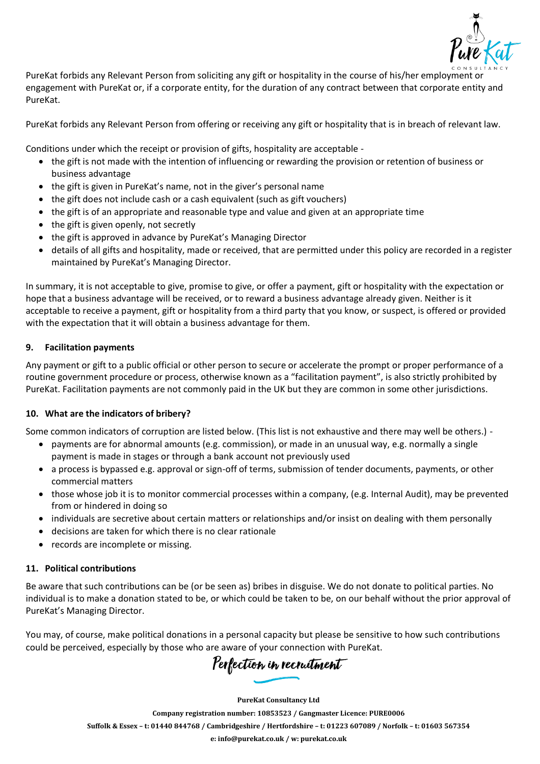PureKat forbids any Relevant Person from soliciting any gift or hospitality in the course of his/her employment or engagement with PureKat or, if a corporate entity, for the duration of any contract between that corporate entity and PureKat.

PureKat forbids any Relevant Person from offering or receiving any gift or hospitality that is in breach of relevant law.

Conditions under which the receipt or provision of gifts, hospitality are acceptable -

- the gift is not made with the intention of influencing or rewarding the provision or retention of business or business advantage
- the gift is given in PureKat's name, not in the giver's personal name
- the gift does not include cash or a cash equivalent (such as gift vouchers)
- the gift is of an appropriate and reasonable type and value and given at an appropriate time
- the gift is given openly, not secretly
- the gift is approved in advance by PureKat's Managing Director
- details of all gifts and hospitality, made or received, that are permitted under this policy are recorded in a register maintained by PureKat's Managing Director.

In summary, it is not acceptable to give, promise to give, or offer a payment, gift or hospitality with the expectation or hope that a business advantage will be received, or to reward a business advantage already given. Neither is it acceptable to receive a payment, gift or hospitality from a third party that you know, or suspect, is offered or provided with the expectation that it will obtain a business advantage for them.

## 9. Facilitation payments

Any payment or gift to a public official or other person to secure or accelerate the prompt or proper performance of a routine government procedure or process, otherwise known as a "facilitation payment", is also strictly prohibited by PureKat. Facilitation payments are not commonly paid in the UK but they are common in some other jurisdictions.

## 10. What are the indicators of bribery?

Some common indicators of corruption are listed below. (This list is not exhaustive and there may well be others.) -

- payments are for abnormal amounts (e.g. commission), or made in an unusual way, e.g. normally a single payment is made in stages or through a bank account not previously used
- a process is bypassed e.g. approval or sign-off of terms, submission of tender documents, payments, or other commercial matters
- those whose job it is to monitor commercial processes within a company, (e.g. Internal Audit), may be prevented from or hindered in doing so
- individuals are secretive about certain matters or relationships and/or insist on dealing with them personally
- decisions are taken for which there is no clear rationale
- records are incomplete or missing.

## 11. Political contributions

Be aware that such contributions can be (or be seen as) bribes in disguise. We do not donate to political parties. No individual is to make a donation stated to be, or which could be taken to be, on our behalf without the prior approval of PureKat's Managing Director.

You may, of course, make political donations in a personal capacity but please be sensitive to how such contributions could be perceived, especially by those who are aware of your connection with PureKat.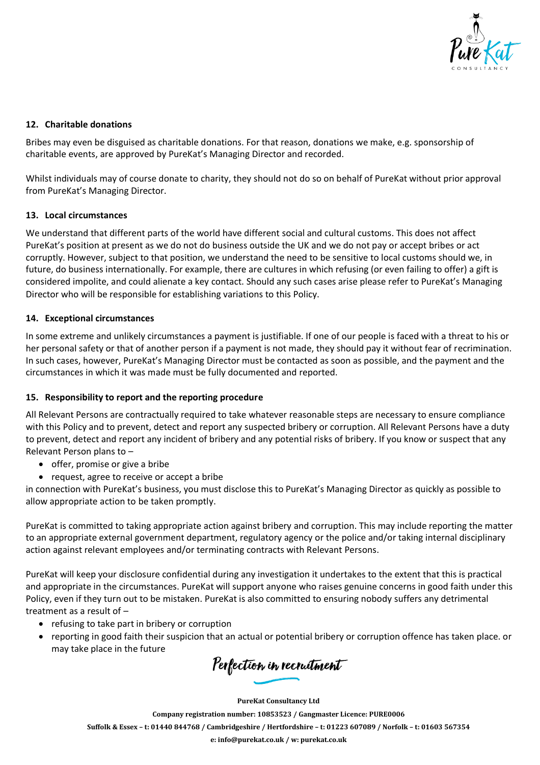## 12. Charitable donations

Bribes may even be disguised as charitable donations. For that reason, donations we make, e.g. sponsorship of charitable events, are approved by PureKat's Managing Director and recorded.

Whilst individuals may of course donate to charity, they should not do so on behalf of PureKat without prior approval from PureKat's Managing Director.

## 13. Local circumstances

We understand that different parts of the world have different social and cultural customs. This does not affect PureKat's position at present as we do not do business outside the UK and we do not pay or accept bribes or act corruptly. However, subject to that position, we understand the need to be sensitive to local customs should we, in future, do business internationally. For example, there are cultures in which refusing (or even failing to offer) a gift is considered impolite, and could alienate a key contact. Should any such cases arise please refer to PureKat's Managing Director who will be responsible for establishing variations to this Policy.

## 14. Exceptional circumstances

In some extreme and unlikely circumstances a payment is justifiable. If one of our people is faced with a threat to his or her personal safety or that of another person if a payment is not made, they should pay it without fear of recrimination. In such cases, however, PureKat's Managing Director must be contacted as soon as possible, and the payment and the circumstances in which it was made must be fully documented and reported.

## 15. Responsibility to report and the reporting procedure

All Relevant Persons are contractually required to take whatever reasonable steps are necessary to ensure compliance with this Policy and to prevent, detect and report any suspected bribery or corruption. All Relevant Persons have a duty to prevent, detect and report any incident of bribery and any potential risks of bribery. If you know or suspect that any Relevant Person plans to –

- offer, promise or give a bribe
- request, agree to receive or accept a bribe

in connection with PureKat's business, you must disclose this to PureKat's Managing Director as quickly as possible to allow appropriate action to be taken promptly.

PureKat is committed to taking appropriate action against bribery and corruption. This may include reporting the matter to an appropriate external government department, regulatory agency or the police and/or taking internal disciplinary action against relevant employees and/or terminating contracts with Relevant Persons.

PureKat will keep your disclosure confidential during any investigation it undertakes to the extent that this is practical and appropriate in the circumstances. PureKat will support anyone who raises genuine concerns in good faith under this Policy, even if they turn out to be mistaken. PureKat is also committed to ensuring nobody suffers any detrimental treatment as a result of –

- refusing to take part in bribery or corruption
- reporting in good faith their suspicion that an actual or potential bribery or corruption offence has taken place. or may take place in the future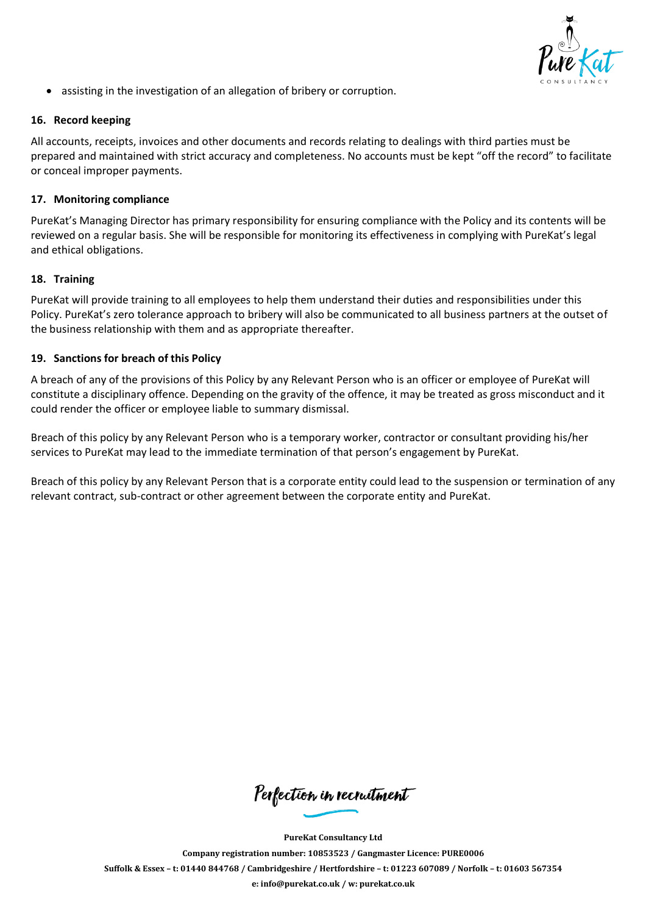- assisting in the investigation of an allegation of bribery or corruption.

**16. Record keeping**

All accounts, receipts, invoices and other documents and records relating to dealings with third parties must be prepared and maintained with strict accuracy and completeness. No accounts must be kept "off the record" to facilitate or conceal improper payments.

**17. Monitoring compliance**

PureKat's Managing Director has primary responsibility for ensuring compliance with the Policy and its contents will be reviewed on a regular basis. She will be responsible for monitoring its effectiveness in complying with PureKat's legal and ethical obligations.

**18. Training**

PureKat will provide training to all employees to help them understand their duties and responsibilities under this Policy. PureKat's zero tolerance approach to bribery will also be communicated to all business partners at the outset of the business relationship with them and as appropriate thereafter.

**19. Sanctions for breach of this Policy**

A breach of any of the provisions of this Policy by any Relevant Person who is an officer or employee of PureKat will constitute a disciplinary offence. Depending on the gravity of the offence, it may be treated as gross misconduct and it could render the officer or employee liable to summary dismissal.

Breach of this policy by any Relevant Person who is a temporary worker, contractor or consultant providing his/her services to PureKat may lead to the immediate termination of that person's engagement by PureKat.

Breach of this policy by any Relevant Person that is a corporate entity could lead to the suspension or termination of any relevant contract, sub-contract or other agreement between the corporate entity and PureKat.